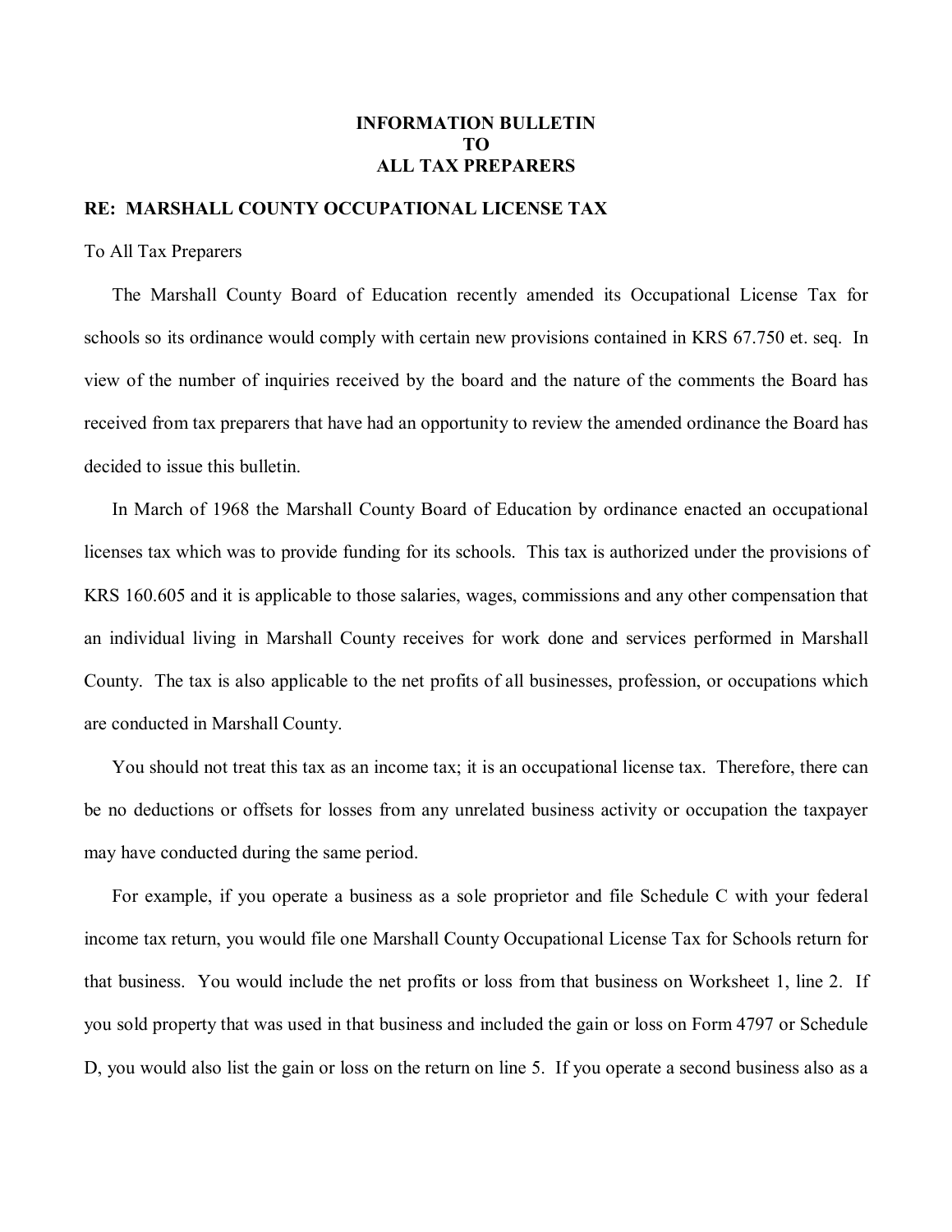**INFORMATION BULLETIN**
**TO**
**ALL TAX PREPARERS**

**RE: MARSHALL COUNTY OCCUPATIONAL LICENSE TAX**

To All Tax Preparers

The Marshall County Board of Education recently amended its Occupational License Tax for schools so its ordinance would comply with certain new provisions contained in KRS 67.750 et. seq. In view of the number of inquiries received by the board and the nature of the comments the Board has received from tax preparers that have had an opportunity to review the amended ordinance the Board has decided to issue this bulletin.

In March of 1968 the Marshall County Board of Education by ordinance enacted an occupational licenses tax which was to provide funding for its schools. This tax is authorized under the provisions of KRS 160.605 and it is applicable to those salaries, wages, commissions and any other compensation that an individual living in Marshall County receives for work done and services performed in Marshall County. The tax is also applicable to the net profits of all businesses, profession, or occupations which are conducted in Marshall County.

You should not treat this tax as an income tax; it is an occupational license tax. Therefore, there can be no deductions or offsets for losses from any unrelated business activity or occupation the taxpayer may have conducted during the same period.

For example, if you operate a business as a sole proprietor and file Schedule C with your federal income tax return, you would file one Marshall County Occupational License Tax for Schools return for that business. You would include the net profits or loss from that business on Worksheet 1, line 2. If you sold property that was used in that business and included the gain or loss on Form 4797 or Schedule D, you would also list the gain or loss on the return on line 5. If you operate a second business also as a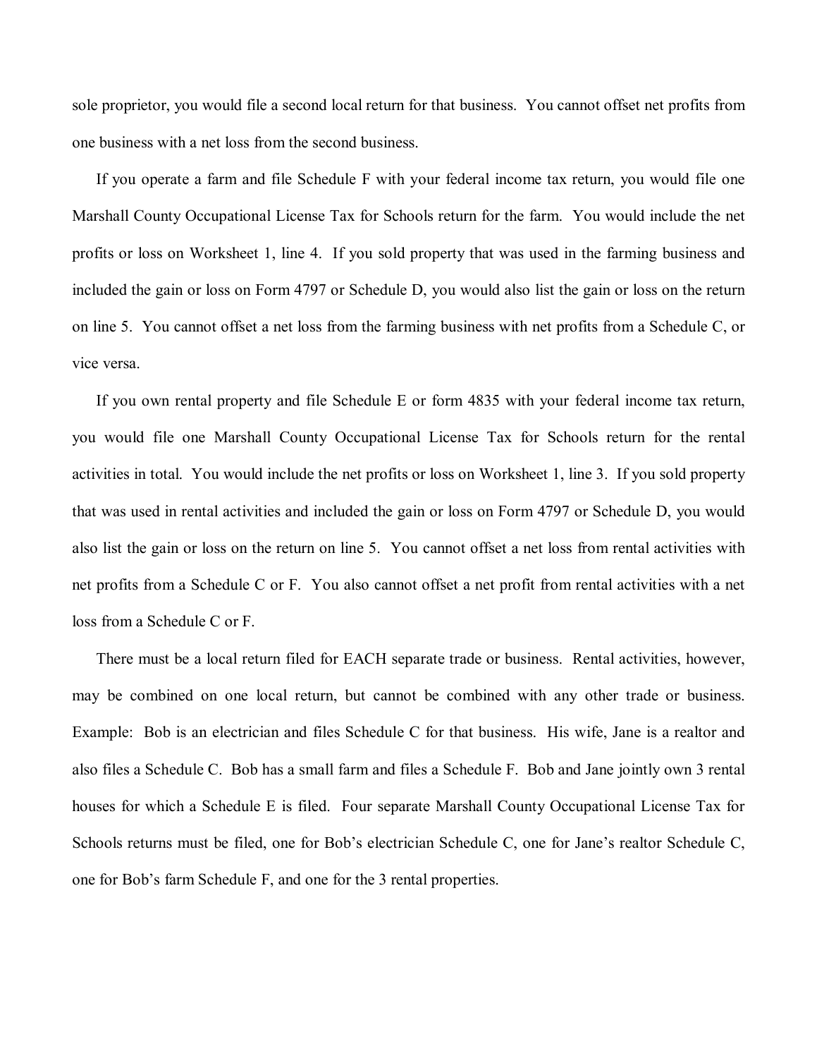sole proprietor, you would file a second local return for that business. You cannot offset net profits from one business with a net loss from the second business.

If you operate a farm and file Schedule F with your federal income tax return, you would file one Marshall County Occupational License Tax for Schools return for the farm. You would include the net profits or loss on Worksheet 1, line 4. If you sold property that was used in the farming business and included the gain or loss on Form 4797 or Schedule D, you would also list the gain or loss on the return on line 5. You cannot offset a net loss from the farming business with net profits from a Schedule C, or vice versa.

If you own rental property and file Schedule E or form 4835 with your federal income tax return, you would file one Marshall County Occupational License Tax for Schools return for the rental activities in total. You would include the net profits or loss on Worksheet 1, line 3. If you sold property that was used in rental activities and included the gain or loss on Form 4797 or Schedule D, you would also list the gain or loss on the return on line 5. You cannot offset a net loss from rental activities with net profits from a Schedule C or F. You also cannot offset a net profit from rental activities with a net loss from a Schedule C or F.

There must be a local return filed for EACH separate trade or business. Rental activities, however, may be combined on one local return, but cannot be combined with any other trade or business. Example: Bob is an electrician and files Schedule C for that business. His wife, Jane is a realtor and also files a Schedule C. Bob has a small farm and files a Schedule F. Bob and Jane jointly own 3 rental houses for which a Schedule E is filed. Four separate Marshall County Occupational License Tax for Schools returns must be filed, one for Bob's electrician Schedule C, one for Jane's realtor Schedule C, one for Bob's farm Schedule F, and one for the 3 rental properties.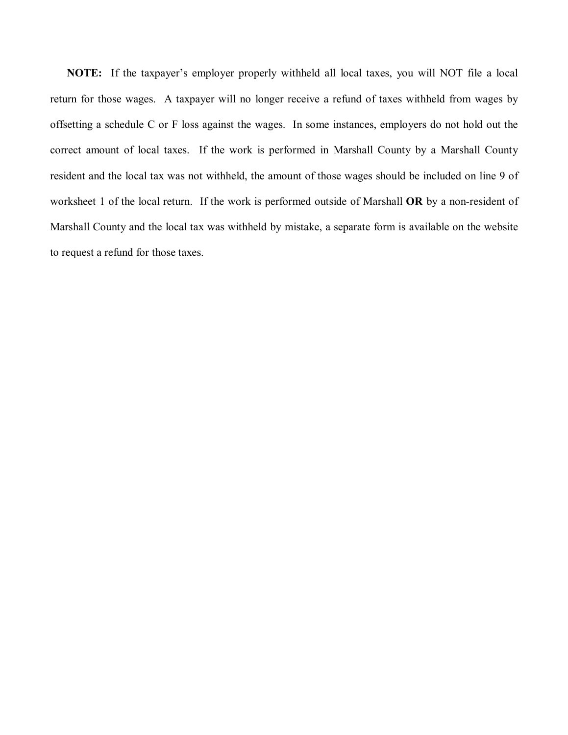**NOTE:** If the taxpayer's employer properly withheld all local taxes, you will NOT file a local return for those wages. A taxpayer will no longer receive a refund of taxes withheld from wages by offsetting a schedule C or F loss against the wages. In some instances, employers do not hold out the correct amount of local taxes. If the work is performed in Marshall County by a Marshall County resident and the local tax was not withheld, the amount of those wages should be included on line 9 of worksheet 1 of the local return. If the work is performed outside of Marshall **OR** by a non-resident of Marshall County and the local tax was withheld by mistake, a separate form is available on the website to request a refund for those taxes.